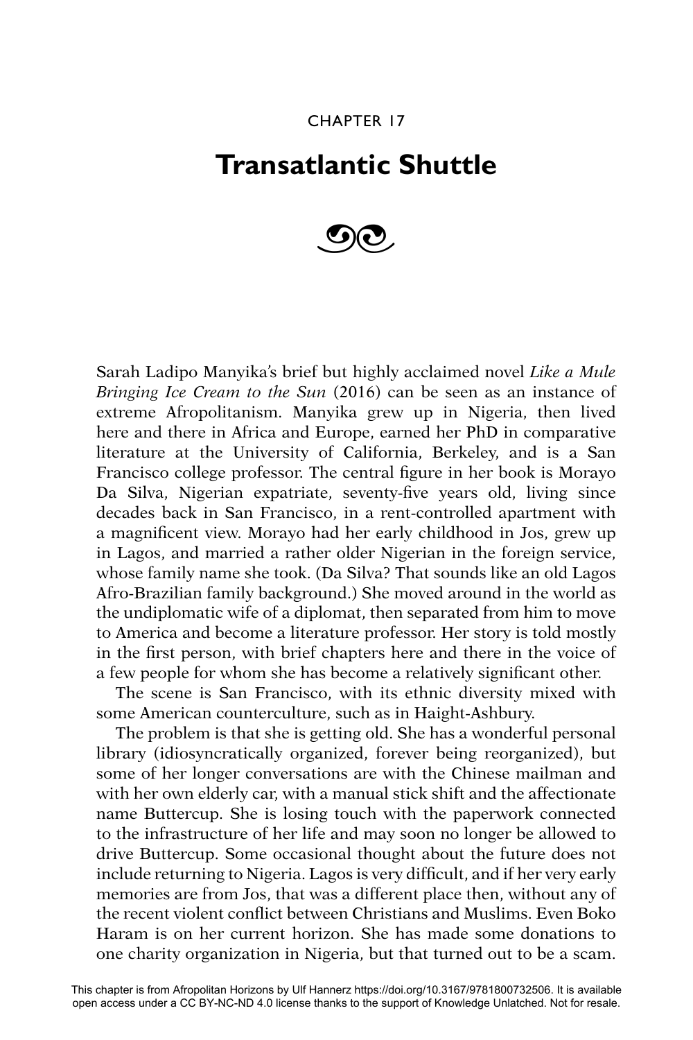CHAPTER 17

# Transatlantic Shuttle

Sarah Ladipo Manyika's brief but highly acclaimed novel *Like a Mule Bringing Ice Cream to the Sun* (2016) can be seen as an instance of extreme Afropolitanism. Manyika grew up in Nigeria, then lived here and there in Africa and Europe, earned her PhD in comparative literature at the University of California, Berkeley, and is a San Francisco college professor. The central figure in her book is Morayo Da Silva, Nigerian expatriate, seventy-five years old, living since decades back in San Francisco, in a rent-controlled apartment with a magnificent view. Morayo had her early childhood in Jos, grew up in Lagos, and married a rather older Nigerian in the foreign service, whose family name she took. (Da Silva? That sounds like an old Lagos Afro-Brazilian family background.) She moved around in the world as the undiplomatic wife of a diplomat, then separated from him to move to America and become a literature professor. Her story is told mostly in the first person, with brief chapters here and there in the voice of a few people for whom she has become a relatively significant other.

The scene is San Francisco, with its ethnic diversity mixed with some American counterculture, such as in Haight-Ashbury.

The problem is that she is getting old. She has a wonderful personal library (idiosyncratically organized, forever being reorganized), but some of her longer conversations are with the Chinese mailman and with her own elderly car, with a manual stick shift and the affectionate name Buttercup. She is losing touch with the paperwork connected to the infrastructure of her life and may soon no longer be allowed to drive Buttercup. Some occasional thought about the future does not include returning to Nigeria. Lagos is very difficult, and if her very early memories are from Jos, that was a different place then, without any of the recent violent conflict between Christians and Muslims. Even Boko Haram is on her current horizon. She has made some donations to one charity organization in Nigeria, but that turned out to be a scam.

This chapter is from Afropolitan Horizons by Ulf Hannerz https://doi.org/10.3167/9781800732506. It is available open access under a CC BY-NC-ND 4.0 license thanks to the support of Knowledge Unlatched. Not for resale.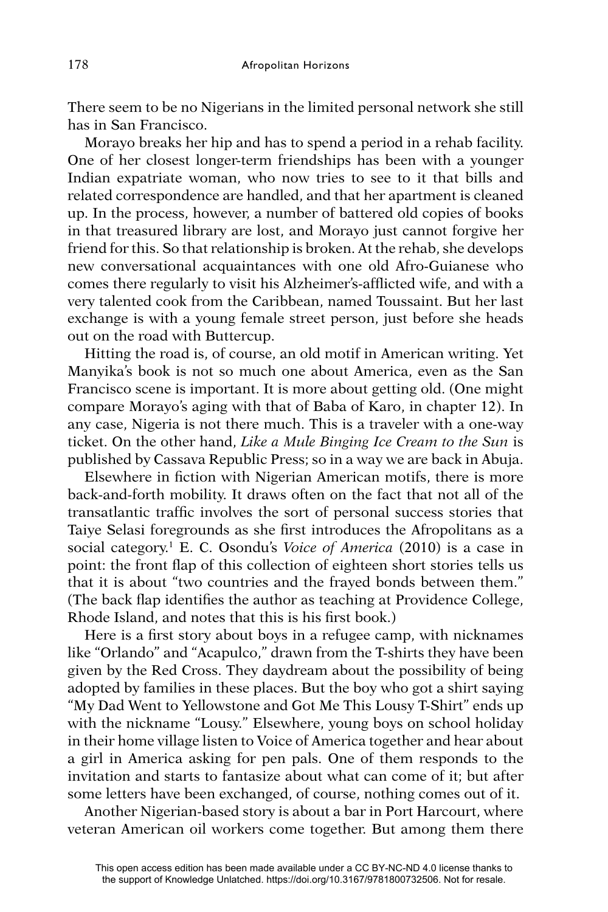There seem to be no Nigerians in the limited personal network she still has in San Francisco.

Morayo breaks her hip and has to spend a period in a rehab facility. One of her closest longer-term friendships has been with a younger Indian expatriate woman, who now tries to see to it that bills and related correspondence are handled, and that her apartment is cleaned up. In the process, however, a number of battered old copies of books in that treasured library are lost, and Morayo just cannot forgive her friend for this. So that relationship is broken. At the rehab, she develops new conversational acquaintances with one old Afro-Guianese who comes there regularly to visit his Alzheimer's-afflicted wife, and with a very talented cook from the Caribbean, named Toussaint. But her last exchange is with a young female street person, just before she heads out on the road with Buttercup.

Hitting the road is, of course, an old motif in American writing. Yet Manyika's book is not so much one about America, even as the San Francisco scene is important. It is more about getting old. (One might compare Morayo's aging with that of Baba of Karo, in chapter 12). In any case, Nigeria is not there much. This is a traveler with a one-way ticket. On the other hand, *Like a Mule Binging Ice Cream to the Sun* is published by Cassava Republic Press; so in a way we are back in Abuja.

Elsewhere in fiction with Nigerian American motifs, there is more back-and-forth mobility. It draws often on the fact that not all of the transatlantic traffic involves the sort of personal success stories that Taiye Selasi foregrounds as she first introduces the Afropolitans as a social category.[1] E. C. Osondu's *Voice of America* (2010) is a case in point: the front flap of this collection of eighteen short stories tells us that it is about "two countries and the frayed bonds between them." (The back flap identifies the author as teaching at Providence College, Rhode Island, and notes that this is his first book.)

Here is a first story about boys in a refugee camp, with nicknames like "Orlando" and "Acapulco," drawn from the T-shirts they have been given by the Red Cross. They daydream about the possibility of being adopted by families in these places. But the boy who got a shirt saying "My Dad Went to Yellowstone and Got Me This Lousy T-Shirt" ends up with the nickname "Lousy." Elsewhere, young boys on school holiday in their home village listen to Voice of America together and hear about a girl in America asking for pen pals. One of them responds to the invitation and starts to fantasize about what can come of it; but after some letters have been exchanged, of course, nothing comes out of it.

Another Nigerian-based story is about a bar in Port Harcourt, where veteran American oil workers come together. But among them there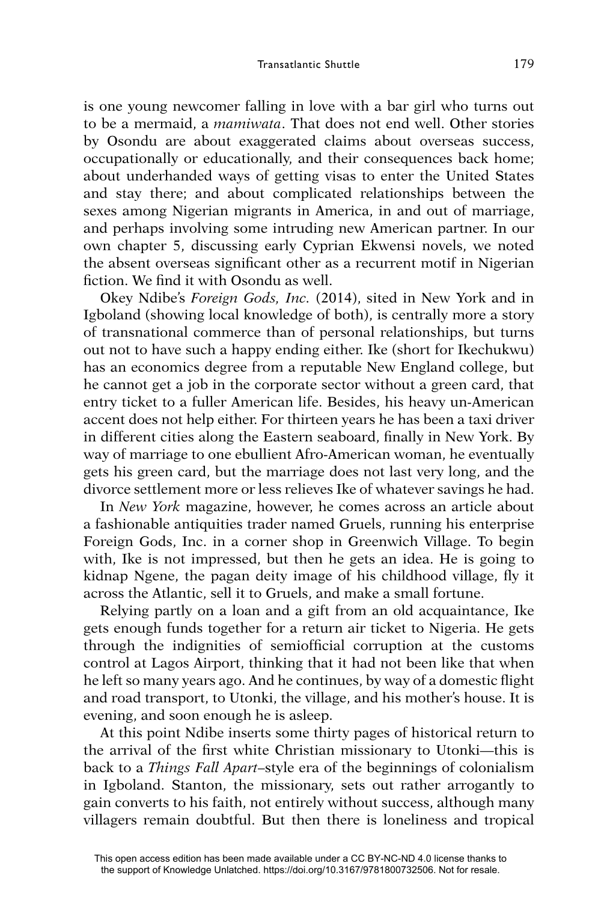is one young newcomer falling in love with a bar girl who turns out to be a mermaid, a *mamiwata*. That does not end well. Other stories by Osondu are about exaggerated claims about overseas success, occupationally or educationally, and their consequences back home; about underhanded ways of getting visas to enter the United States and stay there; and about complicated relationships between the sexes among Nigerian migrants in America, in and out of marriage, and perhaps involving some intruding new American partner. In our own chapter 5, discussing early Cyprian Ekwensi novels, we noted the absent overseas significant other as a recurrent motif in Nigerian fiction. We find it with Osondu as well.

Okey Ndibe's *Foreign Gods, Inc.* (2014), sited in New York and in Igboland (showing local knowledge of both), is centrally more a story of transnational commerce than of personal relationships, but turns out not to have such a happy ending either. Ike (short for Ikechukwu) has an economics degree from a reputable New England college, but he cannot get a job in the corporate sector without a green card, that entry ticket to a fuller American life. Besides, his heavy un-American accent does not help either. For thirteen years he has been a taxi driver in different cities along the Eastern seaboard, finally in New York. By way of marriage to one ebullient Afro-American woman, he eventually gets his green card, but the marriage does not last very long, and the divorce settlement more or less relieves Ike of whatever savings he had.

In *New York* magazine, however, he comes across an article about a fashionable antiquities trader named Gruels, running his enterprise Foreign Gods, Inc. in a corner shop in Greenwich Village. To begin with, Ike is not impressed, but then he gets an idea. He is going to kidnap Ngene, the pagan deity image of his childhood village, fly it across the Atlantic, sell it to Gruels, and make a small fortune.

Relying partly on a loan and a gift from an old acquaintance, Ike gets enough funds together for a return air ticket to Nigeria. He gets through the indignities of semiofficial corruption at the customs control at Lagos Airport, thinking that it had not been like that when he left so many years ago. And he continues, by way of a domestic flight and road transport, to Utonki, the village, and his mother's house. It is evening, and soon enough he is asleep.

At this point Ndibe inserts some thirty pages of historical return to the arrival of the first white Christian missionary to Utonki—this is back to a *Things Fall Apart*–style era of the beginnings of colonialism in Igboland. Stanton, the missionary, sets out rather arrogantly to gain converts to his faith, not entirely without success, although many villagers remain doubtful. But then there is loneliness and tropical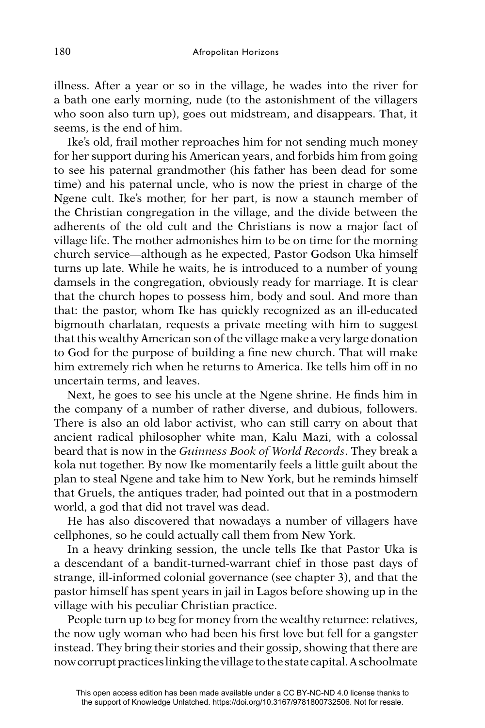illness. After a year or so in the village, he wades into the river for a bath one early morning, nude (to the astonishment of the villagers who soon also turn up), goes out midstream, and disappears. That, it seems, is the end of him.

Ike's old, frail mother reproaches him for not sending much money for her support during his American years, and forbids him from going to see his paternal grandmother (his father has been dead for some time) and his paternal uncle, who is now the priest in charge of the Ngene cult. Ike's mother, for her part, is now a staunch member of the Christian congregation in the village, and the divide between the adherents of the old cult and the Christians is now a major fact of village life. The mother admonishes him to be on time for the morning church service—although as he expected, Pastor Godson Uka himself turns up late. While he waits, he is introduced to a number of young damsels in the congregation, obviously ready for marriage. It is clear that the church hopes to possess him, body and soul. And more than that: the pastor, whom Ike has quickly recognized as an ill-educated bigmouth charlatan, requests a private meeting with him to suggest that this wealthy American son of the village make a very large donation to God for the purpose of building a fine new church. That will make him extremely rich when he returns to America. Ike tells him off in no uncertain terms, and leaves.

Next, he goes to see his uncle at the Ngene shrine. He finds him in the company of a number of rather diverse, and dubious, followers. There is also an old labor activist, who can still carry on about that ancient radical philosopher white man, Kalu Mazi, with a colossal beard that is now in the *Guinness Book of World Records*. They break a kola nut together. By now Ike momentarily feels a little guilt about the plan to steal Ngene and take him to New York, but he reminds himself that Gruels, the antiques trader, had pointed out that in a postmodern world, a god that did not travel was dead.

He has also discovered that nowadays a number of villagers have cellphones, so he could actually call them from New York.

In a heavy drinking session, the uncle tells Ike that Pastor Uka is a descendant of a bandit-turned-warrant chief in those past days of strange, ill-informed colonial governance (see chapter 3), and that the pastor himself has spent years in jail in Lagos before showing up in the village with his peculiar Christian practice.

People turn up to beg for money from the wealthy returnee: relatives, the now ugly woman who had been his first love but fell for a gangster instead. They bring their stories and their gossip, showing that there are now corrupt practices linking the village to the state capital. A schoolmate

This open access edition has been made available under a CC BY-NC-ND 4.0 license thanks to the support of Knowledge Unlatched. https://doi.org/10.3167/9781800732506. Not for resale.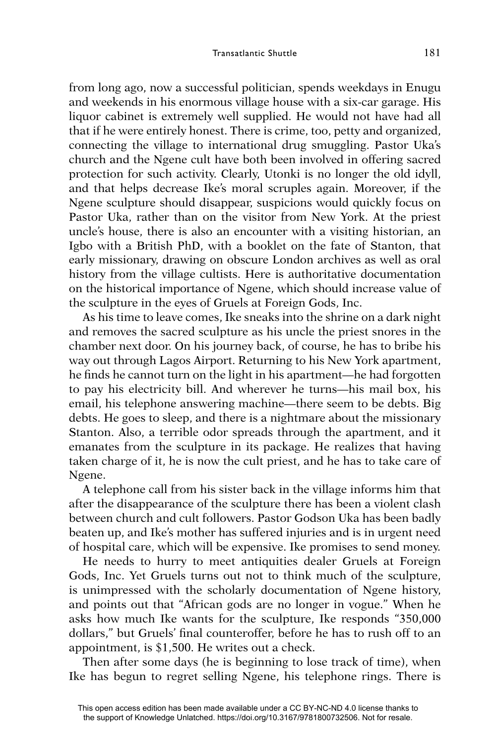from long ago, now a successful politician, spends weekdays in Enugu and weekends in his enormous village house with a six-car garage. His liquor cabinet is extremely well supplied. He would not have had all that if he were entirely honest. There is crime, too, petty and organized, connecting the village to international drug smuggling. Pastor Uka's church and the Ngene cult have both been involved in offering sacred protection for such activity. Clearly, Utonki is no longer the old idyll, and that helps decrease Ike's moral scruples again. Moreover, if the Ngene sculpture should disappear, suspicions would quickly focus on Pastor Uka, rather than on the visitor from New York. At the priest uncle's house, there is also an encounter with a visiting historian, an Igbo with a British PhD, with a booklet on the fate of Stanton, that early missionary, drawing on obscure London archives as well as oral history from the village cultists. Here is authoritative documentation on the historical importance of Ngene, which should increase value of the sculpture in the eyes of Gruels at Foreign Gods, Inc.

As his time to leave comes, Ike sneaks into the shrine on a dark night and removes the sacred sculpture as his uncle the priest snores in the chamber next door. On his journey back, of course, he has to bribe his way out through Lagos Airport. Returning to his New York apartment, he finds he cannot turn on the light in his apartment—he had forgotten to pay his electricity bill. And wherever he turns—his mail box, his email, his telephone answering machine—there seem to be debts. Big debts. He goes to sleep, and there is a nightmare about the missionary Stanton. Also, a terrible odor spreads through the apartment, and it emanates from the sculpture in its package. He realizes that having taken charge of it, he is now the cult priest, and he has to take care of Ngene.

A telephone call from his sister back in the village informs him that after the disappearance of the sculpture there has been a violent clash between church and cult followers. Pastor Godson Uka has been badly beaten up, and Ike's mother has suffered injuries and is in urgent need of hospital care, which will be expensive. Ike promises to send money.

He needs to hurry to meet antiquities dealer Gruels at Foreign Gods, Inc. Yet Gruels turns out not to think much of the sculpture, is unimpressed with the scholarly documentation of Ngene history, and points out that "African gods are no longer in vogue." When he asks how much Ike wants for the sculpture, Ike responds "350,000 dollars," but Gruels' final counteroffer, before he has to rush off to an appointment, is $1,500. He writes out a check.

Then after some days (he is beginning to lose track of time), when Ike has begun to regret selling Ngene, his telephone rings. There is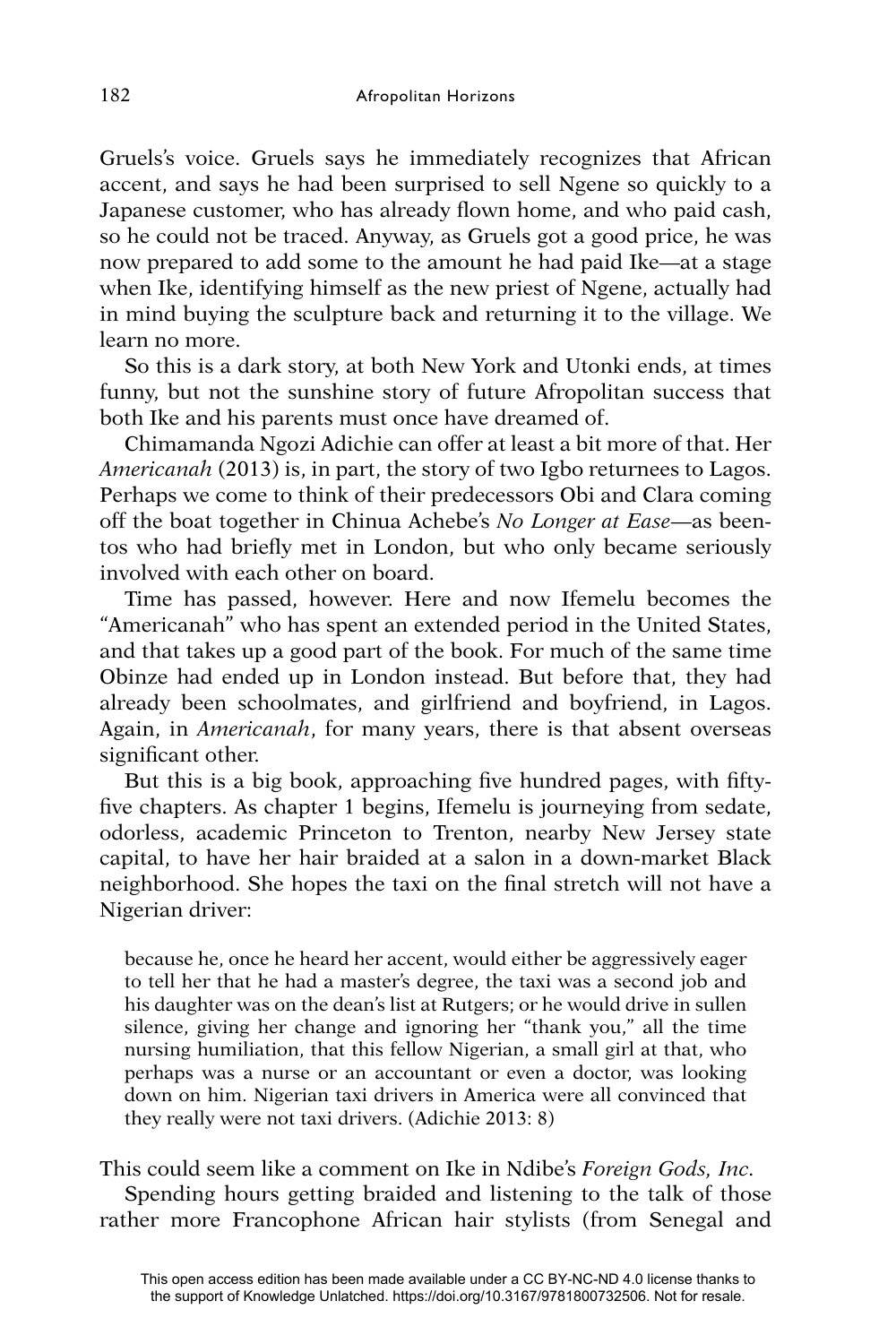Gruels's voice. Gruels says he immediately recognizes that African accent, and says he had been surprised to sell Ngene so quickly to a Japanese customer, who has already flown home, and who paid cash, so he could not be traced. Anyway, as Gruels got a good price, he was now prepared to add some to the amount he had paid Ike—at a stage when Ike, identifying himself as the new priest of Ngene, actually had in mind buying the sculpture back and returning it to the village. We learn no more.

So this is a dark story, at both New York and Utonki ends, at times funny, but not the sunshine story of future Afropolitan success that both Ike and his parents must once have dreamed of.

Chimamanda Ngozi Adichie can offer at least a bit more of that. Her *Americanah* (2013) is, in part, the story of two Igbo returnees to Lagos. Perhaps we come to think of their predecessors Obi and Clara coming off the boat together in Chinua Achebe's *No Longer at Ease*—as been-tos who had briefly met in London, but who only became seriously involved with each other on board.

Time has passed, however. Here and now Ifemelu becomes the "Americanah" who has spent an extended period in the United States, and that takes up a good part of the book. For much of the same time Obinze had ended up in London instead. But before that, they had already been schoolmates, and girlfriend and boyfriend, in Lagos. Again, in *Americanah*, for many years, there is that absent overseas significant other.

But this is a big book, approaching five hundred pages, with fifty-five chapters. As chapter 1 begins, Ifemelu is journeying from sedate, odorless, academic Princeton to Trenton, nearby New Jersey state capital, to have her hair braided at a salon in a down-market Black neighborhood. She hopes the taxi on the final stretch will not have a Nigerian driver:

> because he, once he heard her accent, would either be aggressively eager to tell her that he had a master's degree, the taxi was a second job and his daughter was on the dean's list at Rutgers; or he would drive in sullen silence, giving her change and ignoring her "thank you," all the time nursing humiliation, that this fellow Nigerian, a small girl at that, who perhaps was a nurse or an accountant or even a doctor, was looking down on him. Nigerian taxi drivers in America were all convinced that they really were not taxi drivers. (Adichie 2013: 8)

This could seem like a comment on Ike in Ndibe's *Foreign Gods, Inc.*

Spending hours getting braided and listening to the talk of those rather more Francophone African hair stylists (from Senegal and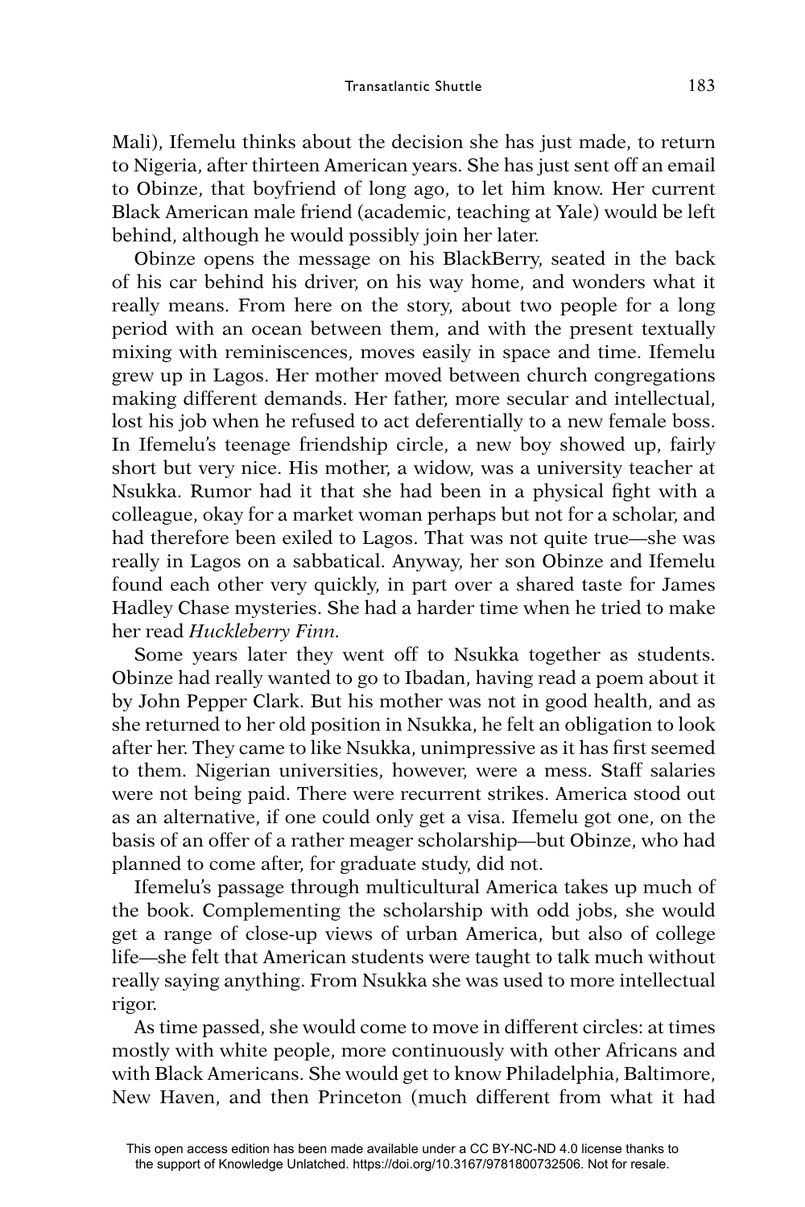Mali), Ifemelu thinks about the decision she has just made, to return to Nigeria, after thirteen American years. She has just sent off an email to Obinze, that boyfriend of long ago, to let him know. Her current Black American male friend (academic, teaching at Yale) would be left behind, although he would possibly join her later.

Obinze opens the message on his BlackBerry, seated in the back of his car behind his driver, on his way home, and wonders what it really means. From here on the story, about two people for a long period with an ocean between them, and with the present textually mixing with reminiscences, moves easily in space and time. Ifemelu grew up in Lagos. Her mother moved between church congregations making different demands. Her father, more secular and intellectual, lost his job when he refused to act deferentially to a new female boss. In Ifemelu's teenage friendship circle, a new boy showed up, fairly short but very nice. His mother, a widow, was a university teacher at Nsukka. Rumor had it that she had been in a physical fight with a colleague, okay for a market woman perhaps but not for a scholar, and had therefore been exiled to Lagos. That was not quite true—she was really in Lagos on a sabbatical. Anyway, her son Obinze and Ifemelu found each other very quickly, in part over a shared taste for James Hadley Chase mysteries. She had a harder time when he tried to make her read *Huckleberry Finn*.

Some years later they went off to Nsukka together as students. Obinze had really wanted to go to Ibadan, having read a poem about it by John Pepper Clark. But his mother was not in good health, and as she returned to her old position in Nsukka, he felt an obligation to look after her. They came to like Nsukka, unimpressive as it has first seemed to them. Nigerian universities, however, were a mess. Staff salaries were not being paid. There were recurrent strikes. America stood out as an alternative, if one could only get a visa. Ifemelu got one, on the basis of an offer of a rather meager scholarship—but Obinze, who had planned to come after, for graduate study, did not.

Ifemelu's passage through multicultural America takes up much of the book. Complementing the scholarship with odd jobs, she would get a range of close-up views of urban America, but also of college life—she felt that American students were taught to talk much without really saying anything. From Nsukka she was used to more intellectual rigor.

As time passed, she would come to move in different circles: at times mostly with white people, more continuously with other Africans and with Black Americans. She would get to know Philadelphia, Baltimore, New Haven, and then Princeton (much different from what it had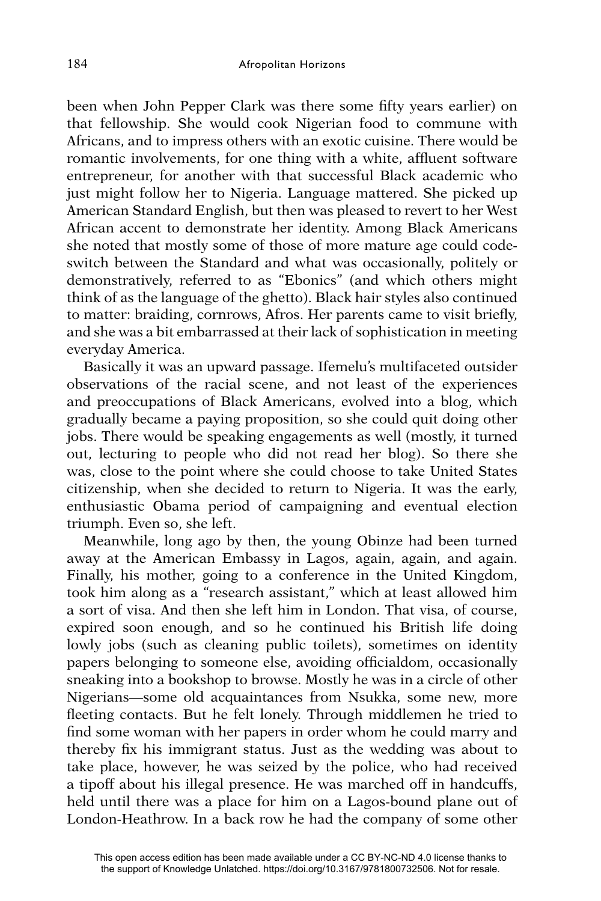been when John Pepper Clark was there some fifty years earlier) on that fellowship. She would cook Nigerian food to commune with Africans, and to impress others with an exotic cuisine. There would be romantic involvements, for one thing with a white, affluent software entrepreneur, for another with that successful Black academic who just might follow her to Nigeria. Language mattered. She picked up American Standard English, but then was pleased to revert to her West African accent to demonstrate her identity. Among Black Americans she noted that mostly some of those of more mature age could code-switch between the Standard and what was occasionally, politely or demonstratively, referred to as "Ebonics" (and which others might think of as the language of the ghetto). Black hair styles also continued to matter: braiding, cornrows, Afros. Her parents came to visit briefly, and she was a bit embarrassed at their lack of sophistication in meeting everyday America.

Basically it was an upward passage. Ifemelu's multifaceted outsider observations of the racial scene, and not least of the experiences and preoccupations of Black Americans, evolved into a blog, which gradually became a paying proposition, so she could quit doing other jobs. There would be speaking engagements as well (mostly, it turned out, lecturing to people who did not read her blog). So there she was, close to the point where she could choose to take United States citizenship, when she decided to return to Nigeria. It was the early, enthusiastic Obama period of campaigning and eventual election triumph. Even so, she left.

Meanwhile, long ago by then, the young Obinze had been turned away at the American Embassy in Lagos, again, again, and again. Finally, his mother, going to a conference in the United Kingdom, took him along as a "research assistant," which at least allowed him a sort of visa. And then she left him in London. That visa, of course, expired soon enough, and so he continued his British life doing lowly jobs (such as cleaning public toilets), sometimes on identity papers belonging to someone else, avoiding officialdom, occasionally sneaking into a bookshop to browse. Mostly he was in a circle of other Nigerians—some old acquaintances from Nsukka, some new, more fleeting contacts. But he felt lonely. Through middlemen he tried to find some woman with her papers in order whom he could marry and thereby fix his immigrant status. Just as the wedding was about to take place, however, he was seized by the police, who had received a tipoff about his illegal presence. He was marched off in handcuffs, held until there was a place for him on a Lagos-bound plane out of London-Heathrow. In a back row he had the company of some other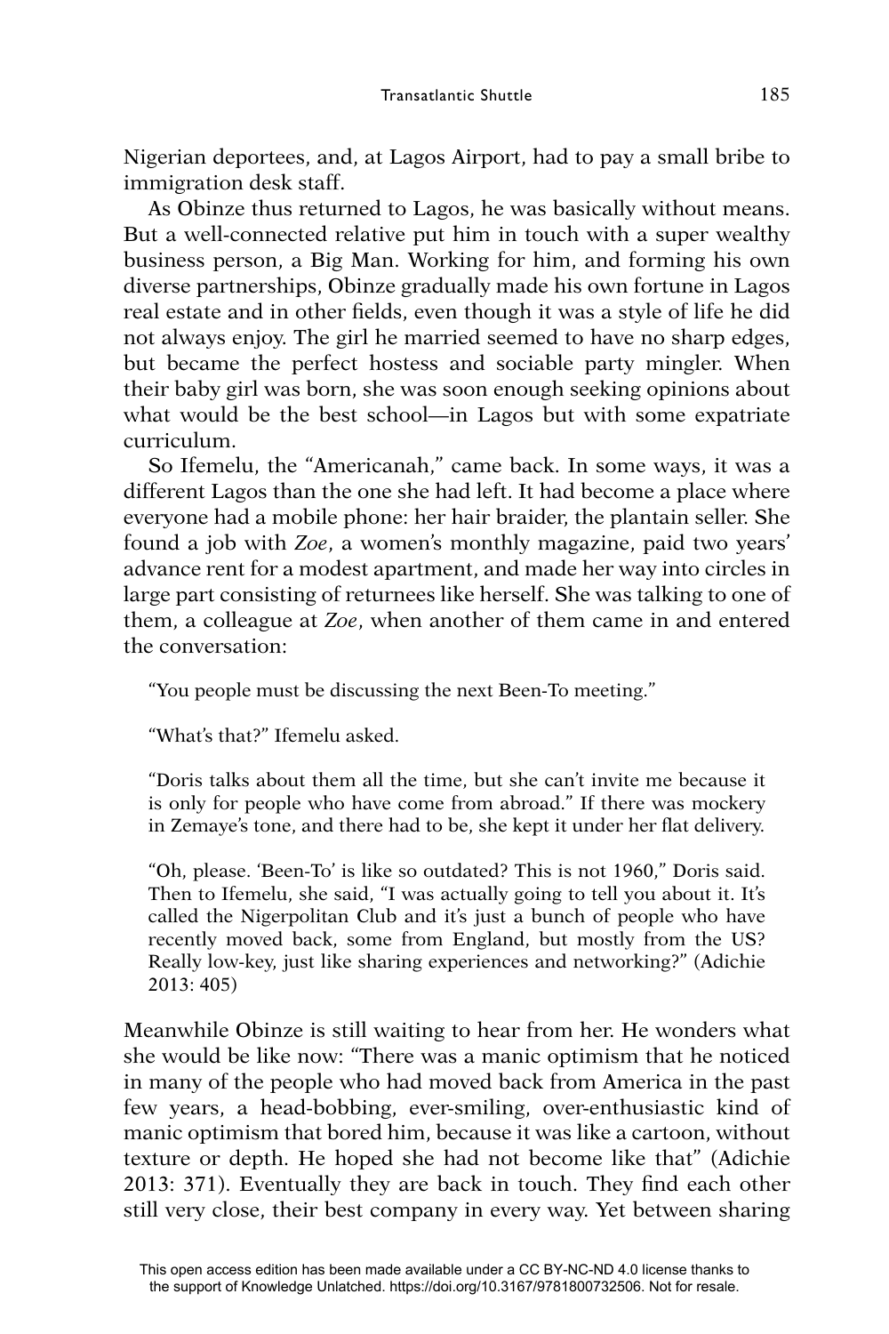Nigerian deportees, and, at Lagos Airport, had to pay a small bribe to immigration desk staff.

As Obinze thus returned to Lagos, he was basically without means. But a well-connected relative put him in touch with a super wealthy business person, a Big Man. Working for him, and forming his own diverse partnerships, Obinze gradually made his own fortune in Lagos real estate and in other fields, even though it was a style of life he did not always enjoy. The girl he married seemed to have no sharp edges, but became the perfect hostess and sociable party mingler. When their baby girl was born, she was soon enough seeking opinions about what would be the best school—in Lagos but with some expatriate curriculum.

So Ifemelu, the "Americanah," came back. In some ways, it was a different Lagos than the one she had left. It had become a place where everyone had a mobile phone: her hair braider, the plantain seller. She found a job with *Zoe*, a women's monthly magazine, paid two years' advance rent for a modest apartment, and made her way into circles in large part consisting of returnees like herself. She was talking to one of them, a colleague at *Zoe*, when another of them came in and entered the conversation:

> "You people must be discussing the next Been-To meeting."
>
> "What's that?" Ifemelu asked.
>
> "Doris talks about them all the time, but she can't invite me because it is only for people who have come from abroad." If there was mockery in Zemaye's tone, and there had to be, she kept it under her flat delivery.
>
> "Oh, please. 'Been-To' is like so outdated? This is not 1960," Doris said. Then to Ifemelu, she said, "I was actually going to tell you about it. It's called the Nigerpolitan Club and it's just a bunch of people who have recently moved back, some from England, but mostly from the US? Really low-key, just like sharing experiences and networking?" (Adichie 2013: 405)

Meanwhile Obinze is still waiting to hear from her. He wonders what she would be like now: "There was a manic optimism that he noticed in many of the people who had moved back from America in the past few years, a head-bobbing, ever-smiling, over-enthusiastic kind of manic optimism that bored him, because it was like a cartoon, without texture or depth. He hoped she had not become like that" (Adichie 2013: 371). Eventually they are back in touch. They find each other still very close, their best company in every way. Yet between sharing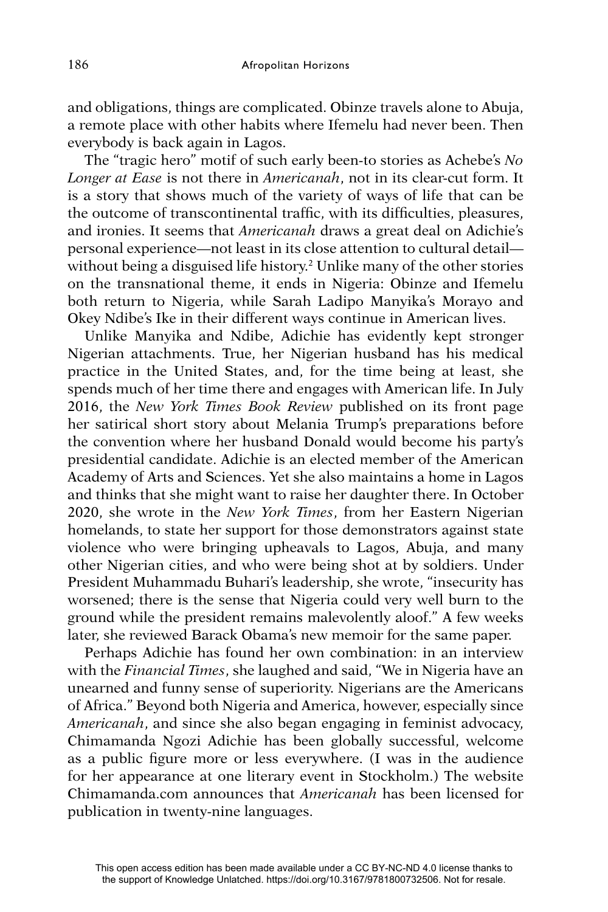and obligations, things are complicated. Obinze travels alone to Abuja, a remote place with other habits where Ifemelu had never been. Then everybody is back again in Lagos.

The "tragic hero" motif of such early been-to stories as Achebe's *No Longer at Ease* is not there in *Americanah*, not in its clear-cut form. It is a story that shows much of the variety of ways of life that can be the outcome of transcontinental traffic, with its difficulties, pleasures, and ironies. It seems that *Americanah* draws a great deal on Adichie's personal experience—not least in its close attention to cultural detail—without being a disguised life history.[2] Unlike many of the other stories on the transnational theme, it ends in Nigeria: Obinze and Ifemelu both return to Nigeria, while Sarah Ladipo Manyika's Morayo and Okey Ndibe's Ike in their different ways continue in American lives.

Unlike Manyika and Ndibe, Adichie has evidently kept stronger Nigerian attachments. True, her Nigerian husband has his medical practice in the United States, and, for the time being at least, she spends much of her time there and engages with American life. In July 2016, the *New York Times Book Review* published on its front page her satirical short story about Melania Trump's preparations before the convention where her husband Donald would become his party's presidential candidate. Adichie is an elected member of the American Academy of Arts and Sciences. Yet she also maintains a home in Lagos and thinks that she might want to raise her daughter there. In October 2020, she wrote in the *New York Times*, from her Eastern Nigerian homelands, to state her support for those demonstrators against state violence who were bringing upheavals to Lagos, Abuja, and many other Nigerian cities, and who were being shot at by soldiers. Under President Muhammadu Buhari's leadership, she wrote, "insecurity has worsened; there is the sense that Nigeria could very well burn to the ground while the president remains malevolently aloof." A few weeks later, she reviewed Barack Obama's new memoir for the same paper.

Perhaps Adichie has found her own combination: in an interview with the *Financial Times*, she laughed and said, "We in Nigeria have an unearned and funny sense of superiority. Nigerians are the Americans of Africa." Beyond both Nigeria and America, however, especially since *Americanah*, and since she also began engaging in feminist advocacy, Chimamanda Ngozi Adichie has been globally successful, welcome as a public figure more or less everywhere. (I was in the audience for her appearance at one literary event in Stockholm.) The website Chimamanda.com announces that *Americanah* has been licensed for publication in twenty-nine languages.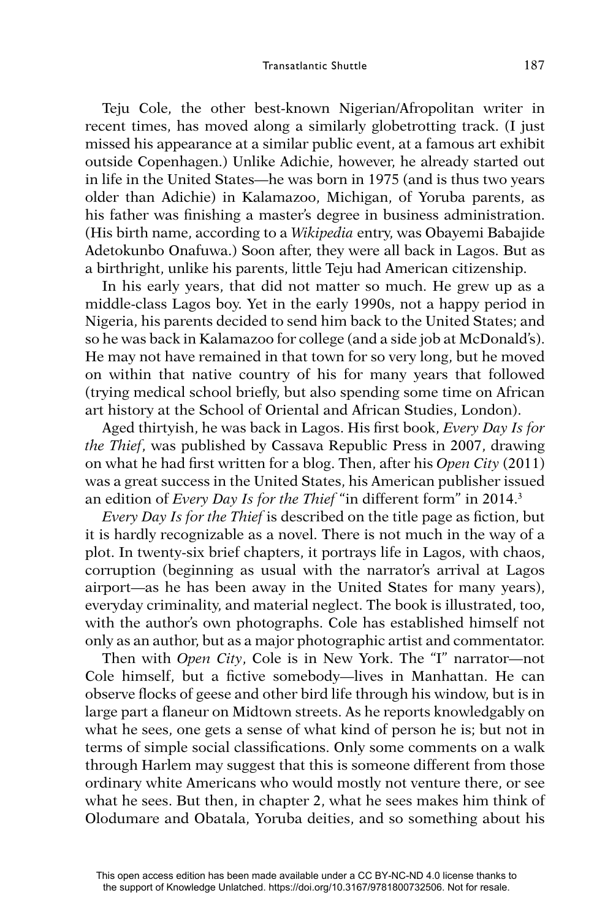Teju Cole, the other best-known Nigerian/Afropolitan writer in recent times, has moved along a similarly globetrotting track. (I just missed his appearance at a similar public event, at a famous art exhibit outside Copenhagen.) Unlike Adichie, however, he already started out in life in the United States—he was born in 1975 (and is thus two years older than Adichie) in Kalamazoo, Michigan, of Yoruba parents, as his father was finishing a master's degree in business administration. (His birth name, according to a *Wikipedia* entry, was Obayemi Babajide Adetokunbo Onafuwa.) Soon after, they were all back in Lagos. But as a birthright, unlike his parents, little Teju had American citizenship.

In his early years, that did not matter so much. He grew up as a middle-class Lagos boy. Yet in the early 1990s, not a happy period in Nigeria, his parents decided to send him back to the United States; and so he was back in Kalamazoo for college (and a side job at McDonald's). He may not have remained in that town for so very long, but he moved on within that native country of his for many years that followed (trying medical school briefly, but also spending some time on African art history at the School of Oriental and African Studies, London).

Aged thirtyish, he was back in Lagos. His first book, *Every Day Is for the Thief*, was published by Cassava Republic Press in 2007, drawing on what he had first written for a blog. Then, after his *Open City* (2011) was a great success in the United States, his American publisher issued an edition of *Every Day Is for the Thief* "in different form" in 2014.[3]

*Every Day Is for the Thief* is described on the title page as fiction, but it is hardly recognizable as a novel. There is not much in the way of a plot. In twenty-six brief chapters, it portrays life in Lagos, with chaos, corruption (beginning as usual with the narrator's arrival at Lagos airport—as he has been away in the United States for many years), everyday criminality, and material neglect. The book is illustrated, too, with the author's own photographs. Cole has established himself not only as an author, but as a major photographic artist and commentator.

Then with *Open City*, Cole is in New York. The "I" narrator—not Cole himself, but a fictive somebody—lives in Manhattan. He can observe flocks of geese and other bird life through his window, but is in large part a flaneur on Midtown streets. As he reports knowledgably on what he sees, one gets a sense of what kind of person he is; but not in terms of simple social classifications. Only some comments on a walk through Harlem may suggest that this is someone different from those ordinary white Americans who would mostly not venture there, or see what he sees. But then, in chapter 2, what he sees makes him think of Olodumare and Obatala, Yoruba deities, and so something about his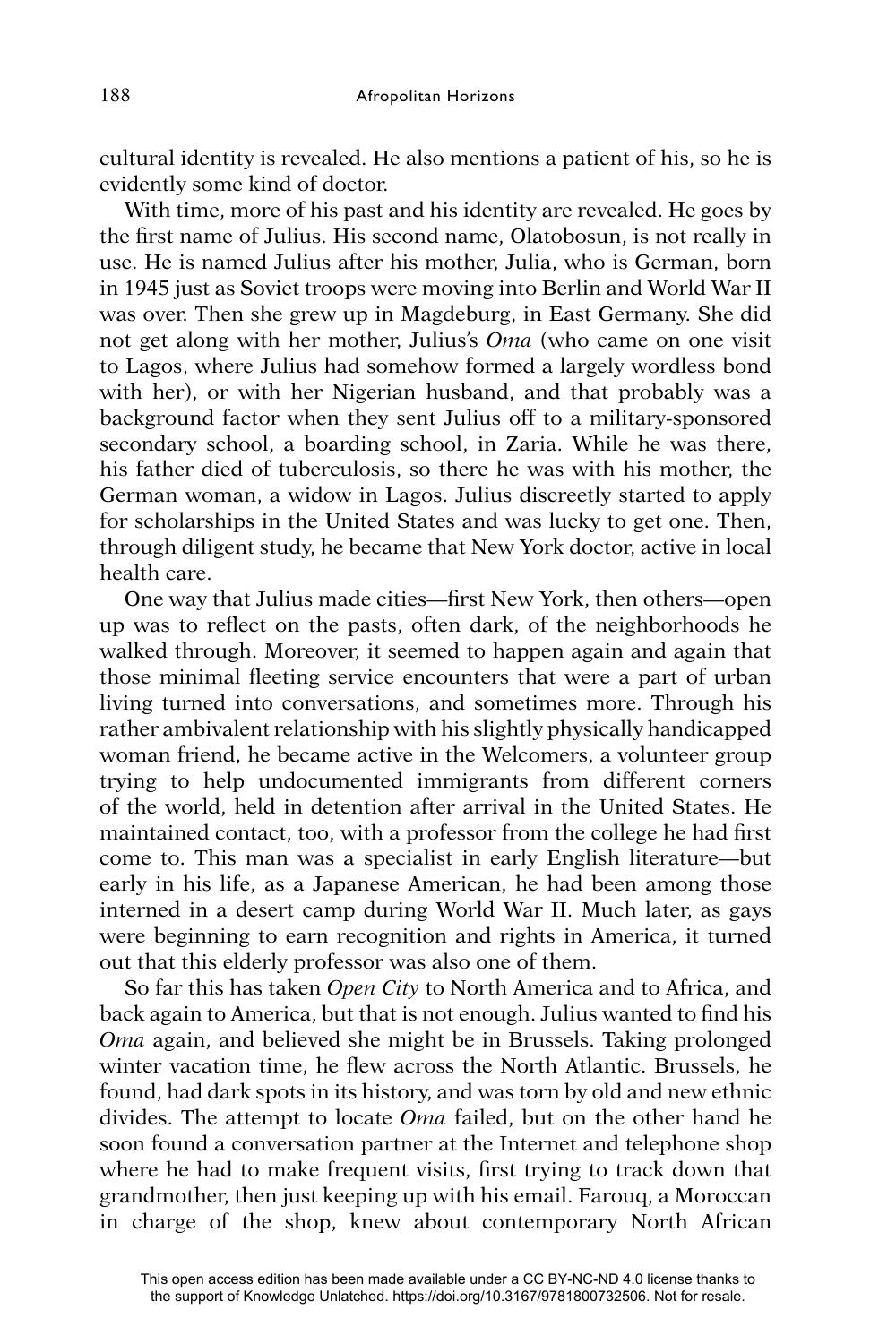cultural identity is revealed. He also mentions a patient of his, so he is evidently some kind of doctor.

With time, more of his past and his identity are revealed. He goes by the first name of Julius. His second name, Olatobosun, is not really in use. He is named Julius after his mother, Julia, who is German, born in 1945 just as Soviet troops were moving into Berlin and World War II was over. Then she grew up in Magdeburg, in East Germany. She did not get along with her mother, Julius's *Oma* (who came on one visit to Lagos, where Julius had somehow formed a largely wordless bond with her), or with her Nigerian husband, and that probably was a background factor when they sent Julius off to a military-sponsored secondary school, a boarding school, in Zaria. While he was there, his father died of tuberculosis, so there he was with his mother, the German woman, a widow in Lagos. Julius discreetly started to apply for scholarships in the United States and was lucky to get one. Then, through diligent study, he became that New York doctor, active in local health care.

One way that Julius made cities—first New York, then others—open up was to reflect on the pasts, often dark, of the neighborhoods he walked through. Moreover, it seemed to happen again and again that those minimal fleeting service encounters that were a part of urban living turned into conversations, and sometimes more. Through his rather ambivalent relationship with his slightly physically handicapped woman friend, he became active in the Welcomers, a volunteer group trying to help undocumented immigrants from different corners of the world, held in detention after arrival in the United States. He maintained contact, too, with a professor from the college he had first come to. This man was a specialist in early English literature—but early in his life, as a Japanese American, he had been among those interned in a desert camp during World War II. Much later, as gays were beginning to earn recognition and rights in America, it turned out that this elderly professor was also one of them.

So far this has taken *Open City* to North America and to Africa, and back again to America, but that is not enough. Julius wanted to find his *Oma* again, and believed she might be in Brussels. Taking prolonged winter vacation time, he flew across the North Atlantic. Brussels, he found, had dark spots in its history, and was torn by old and new ethnic divides. The attempt to locate *Oma* failed, but on the other hand he soon found a conversation partner at the Internet and telephone shop where he had to make frequent visits, first trying to track down that grandmother, then just keeping up with his email. Farouq, a Moroccan in charge of the shop, knew about contemporary North African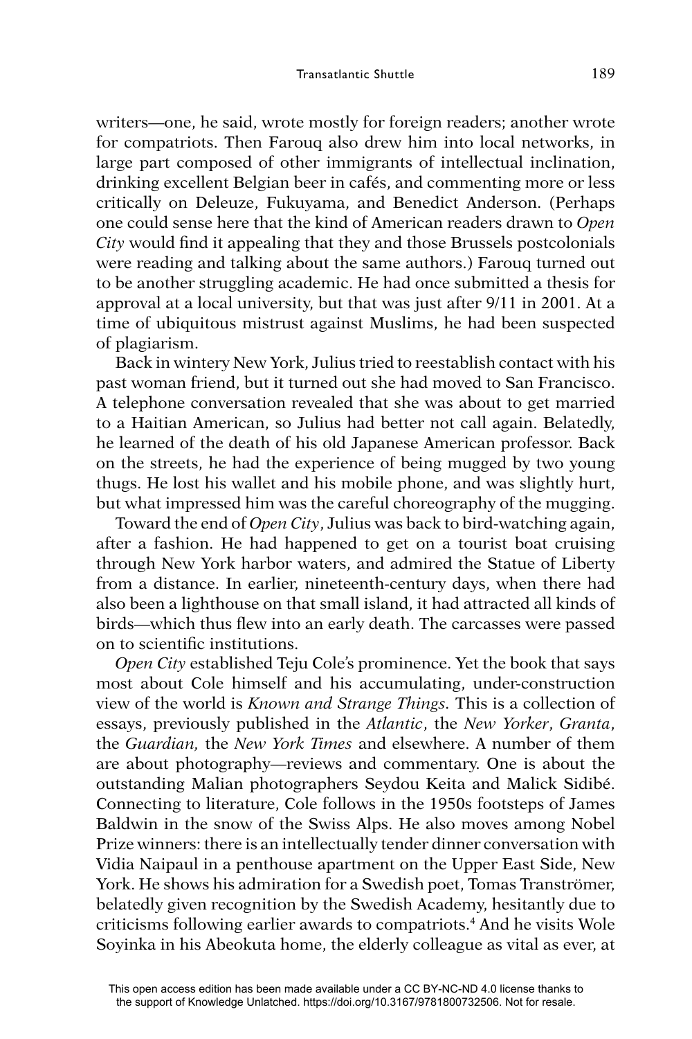writers—one, he said, wrote mostly for foreign readers; another wrote for compatriots. Then Farouq also drew him into local networks, in large part composed of other immigrants of intellectual inclination, drinking excellent Belgian beer in cafés, and commenting more or less critically on Deleuze, Fukuyama, and Benedict Anderson. (Perhaps one could sense here that the kind of American readers drawn to *Open City* would find it appealing that they and those Brussels postcolonials were reading and talking about the same authors.) Farouq turned out to be another struggling academic. He had once submitted a thesis for approval at a local university, but that was just after 9/11 in 2001. At a time of ubiquitous mistrust against Muslims, he had been suspected of plagiarism.

Back in wintery New York, Julius tried to reestablish contact with his past woman friend, but it turned out she had moved to San Francisco. A telephone conversation revealed that she was about to get married to a Haitian American, so Julius had better not call again. Belatedly, he learned of the death of his old Japanese American professor. Back on the streets, he had the experience of being mugged by two young thugs. He lost his wallet and his mobile phone, and was slightly hurt, but what impressed him was the careful choreography of the mugging.

Toward the end of *Open City*, Julius was back to bird-watching again, after a fashion. He had happened to get on a tourist boat cruising through New York harbor waters, and admired the Statue of Liberty from a distance. In earlier, nineteenth-century days, when there had also been a lighthouse on that small island, it had attracted all kinds of birds—which thus flew into an early death. The carcasses were passed on to scientific institutions.

*Open City* established Teju Cole's prominence. Yet the book that says most about Cole himself and his accumulating, under-construction view of the world is *Known and Strange Things*. This is a collection of essays, previously published in the *Atlantic*, the *New Yorker*, *Granta*, the *Guardian*, the *New York Times* and elsewhere. A number of them are about photography—reviews and commentary. One is about the outstanding Malian photographers Seydou Keita and Malick Sidibé. Connecting to literature, Cole follows in the 1950s footsteps of James Baldwin in the snow of the Swiss Alps. He also moves among Nobel Prize winners: there is an intellectually tender dinner conversation with Vidia Naipaul in a penthouse apartment on the Upper East Side, New York. He shows his admiration for a Swedish poet, Tomas Tranströmer, belatedly given recognition by the Swedish Academy, hesitantly due to criticisms following earlier awards to compatriots.[4] And he visits Wole Soyinka in his Abeokuta home, the elderly colleague as vital as ever, at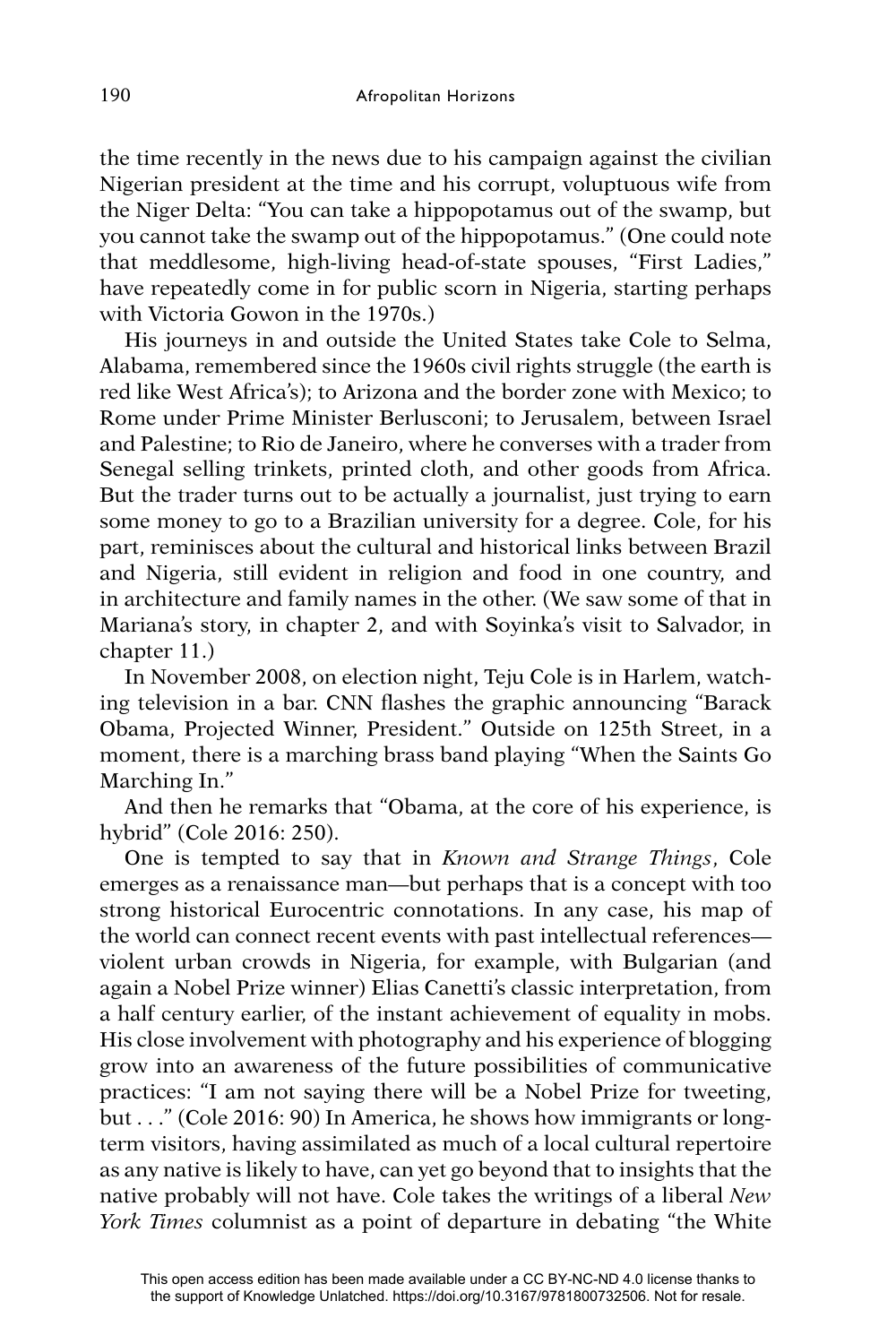the time recently in the news due to his campaign against the civilian Nigerian president at the time and his corrupt, voluptuous wife from the Niger Delta: "You can take a hippopotamus out of the swamp, but you cannot take the swamp out of the hippopotamus." (One could note that meddlesome, high-living head-of-state spouses, "First Ladies," have repeatedly come in for public scorn in Nigeria, starting perhaps with Victoria Gowon in the 1970s.)

His journeys in and outside the United States take Cole to Selma, Alabama, remembered since the 1960s civil rights struggle (the earth is red like West Africa's); to Arizona and the border zone with Mexico; to Rome under Prime Minister Berlusconi; to Jerusalem, between Israel and Palestine; to Rio de Janeiro, where he converses with a trader from Senegal selling trinkets, printed cloth, and other goods from Africa. But the trader turns out to be actually a journalist, just trying to earn some money to go to a Brazilian university for a degree. Cole, for his part, reminisces about the cultural and historical links between Brazil and Nigeria, still evident in religion and food in one country, and in architecture and family names in the other. (We saw some of that in Mariana's story, in chapter 2, and with Soyinka's visit to Salvador, in chapter 11.)

In November 2008, on election night, Teju Cole is in Harlem, watching television in a bar. CNN flashes the graphic announcing "Barack Obama, Projected Winner, President." Outside on 125th Street, in a moment, there is a marching brass band playing "When the Saints Go Marching In."

And then he remarks that "Obama, at the core of his experience, is hybrid" (Cole 2016: 250).

One is tempted to say that in *Known and Strange Things*, Cole emerges as a renaissance man—but perhaps that is a concept with too strong historical Eurocentric connotations. In any case, his map of the world can connect recent events with past intellectual references—violent urban crowds in Nigeria, for example, with Bulgarian (and again a Nobel Prize winner) Elias Canetti's classic interpretation, from a half century earlier, of the instant achievement of equality in mobs. His close involvement with photography and his experience of blogging grow into an awareness of the future possibilities of communicative practices: "I am not saying there will be a Nobel Prize for tweeting, but . . ." (Cole 2016: 90) In America, he shows how immigrants or long-term visitors, having assimilated as much of a local cultural repertoire as any native is likely to have, can yet go beyond that to insights that the native probably will not have. Cole takes the writings of a liberal *New York Times* columnist as a point of departure in debating "the White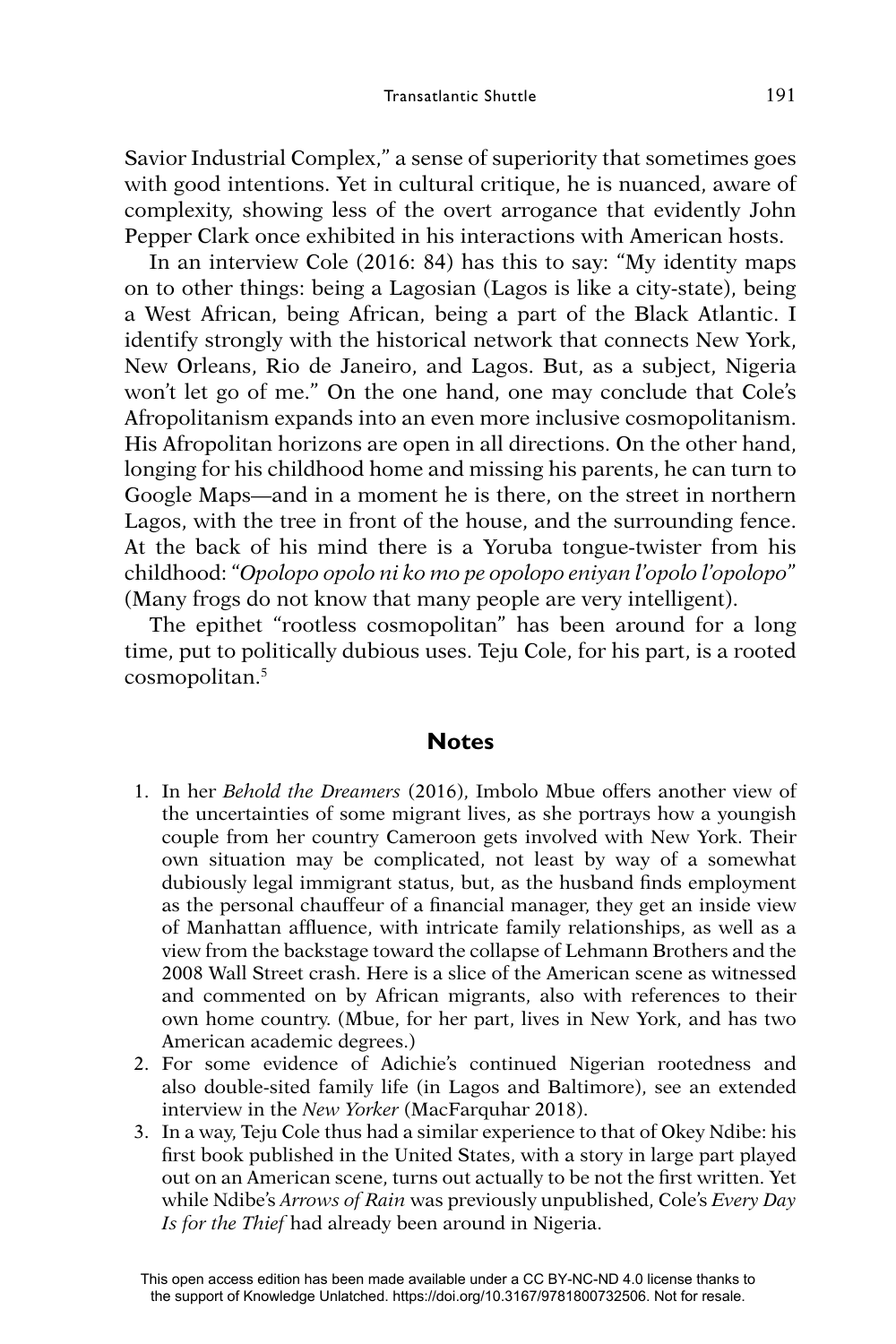Savior Industrial Complex," a sense of superiority that sometimes goes with good intentions. Yet in cultural critique, he is nuanced, aware of complexity, showing less of the overt arrogance that evidently John Pepper Clark once exhibited in his interactions with American hosts.

In an interview Cole (2016: 84) has this to say: "My identity maps on to other things: being a Lagosian (Lagos is like a city-state), being a West African, being African, being a part of the Black Atlantic. I identify strongly with the historical network that connects New York, New Orleans, Rio de Janeiro, and Lagos. But, as a subject, Nigeria won't let go of me." On the one hand, one may conclude that Cole's Afropolitanism expands into an even more inclusive cosmopolitanism. His Afropolitan horizons are open in all directions. On the other hand, longing for his childhood home and missing his parents, he can turn to Google Maps—and in a moment he is there, on the street in northern Lagos, with the tree in front of the house, and the surrounding fence. At the back of his mind there is a Yoruba tongue-twister from his childhood: "*Opolopo opolo ni ko mo pe opolopo eniyan l'opolo l'opolopo*" (Many frogs do not know that many people are very intelligent).

The epithet "rootless cosmopolitan" has been around for a long time, put to politically dubious uses. Teju Cole, for his part, is a rooted cosmopolitan.[5]

## Notes

1. In her *Behold the Dreamers* (2016), Imbolo Mbue offers another view of the uncertainties of some migrant lives, as she portrays how a youngish couple from her country Cameroon gets involved with New York. Their own situation may be complicated, not least by way of a somewhat dubiously legal immigrant status, but, as the husband finds employment as the personal chauffeur of a financial manager, they get an inside view of Manhattan affluence, with intricate family relationships, as well as a view from the backstage toward the collapse of Lehmann Brothers and the 2008 Wall Street crash. Here is a slice of the American scene as witnessed and commented on by African migrants, also with references to their own home country. (Mbue, for her part, lives in New York, and has two American academic degrees.)
2. For some evidence of Adichie's continued Nigerian rootedness and also double-sited family life (in Lagos and Baltimore), see an extended interview in the *New Yorker* (MacFarquhar 2018).
3. In a way, Teju Cole thus had a similar experience to that of Okey Ndibe: his first book published in the United States, with a story in large part played out on an American scene, turns out actually to be not the first written. Yet while Ndibe's *Arrows of Rain* was previously unpublished, Cole's *Every Day Is for the Thief* had already been around in Nigeria.

This open access edition has been made available under a CC BY-NC-ND 4.0 license thanks to the support of Knowledge Unlatched. https://doi.org/10.3167/9781800732506. Not for resale.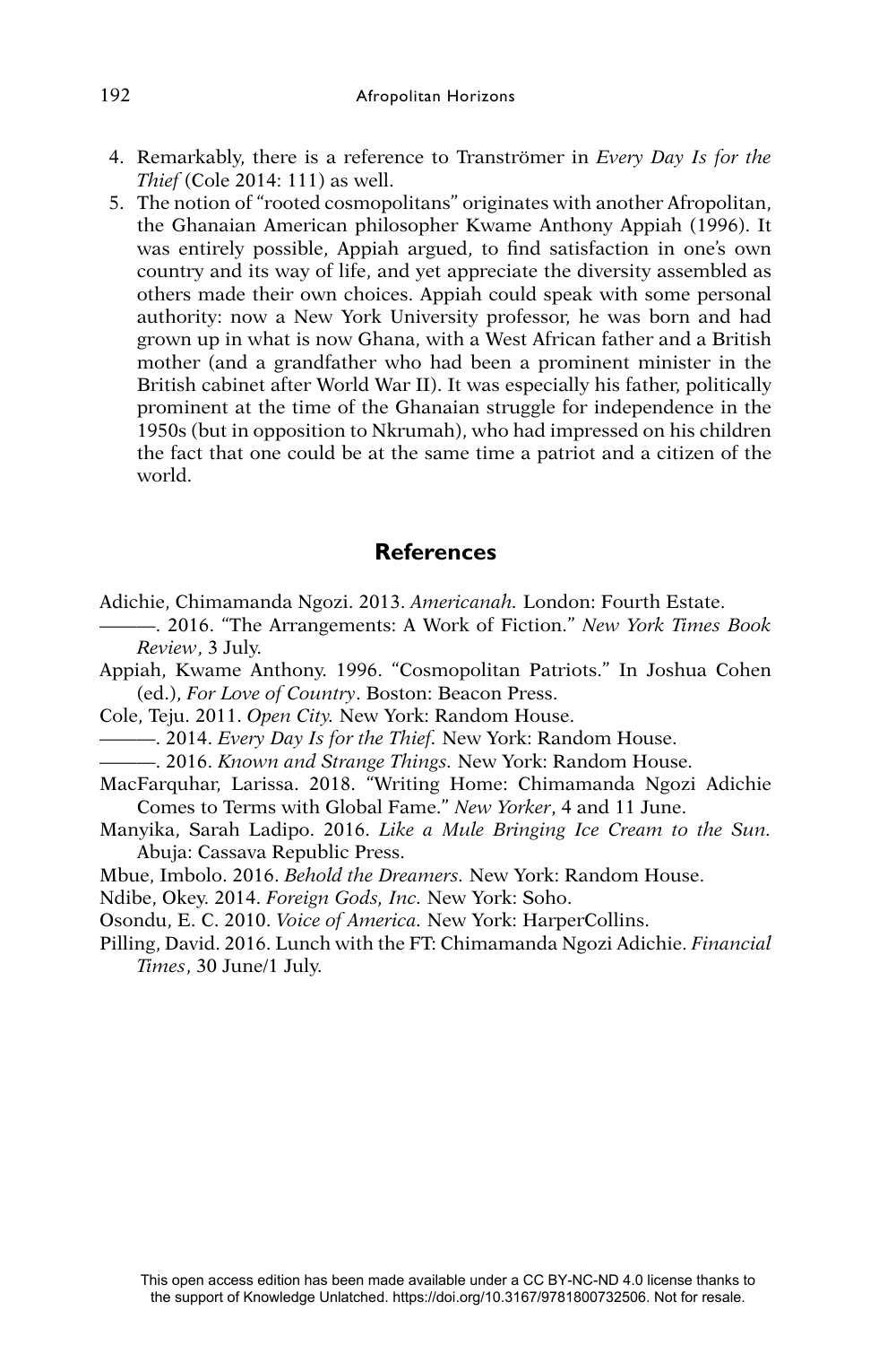4. Remarkably, there is a reference to Tranströmer in *Every Day Is for the Thief* (Cole 2014: 111) as well.
5. The notion of "rooted cosmopolitans" originates with another Afropolitan, the Ghanaian American philosopher Kwame Anthony Appiah (1996). It was entirely possible, Appiah argued, to find satisfaction in one's own country and its way of life, and yet appreciate the diversity assembled as others made their own choices. Appiah could speak with some personal authority: now a New York University professor, he was born and had grown up in what is now Ghana, with a West African father and a British mother (and a grandfather who had been a prominent minister in the British cabinet after World War II). It was especially his father, politically prominent at the time of the Ghanaian struggle for independence in the 1950s (but in opposition to Nkrumah), who had impressed on his children the fact that one could be at the same time a patriot and a citizen of the world.

## References

Adichie, Chimamanda Ngozi. 2013. *Americanah.* London: Fourth Estate.

———. 2016. "The Arrangements: A Work of Fiction." *New York Times Book Review*, 3 July.

Appiah, Kwame Anthony. 1996. "Cosmopolitan Patriots." In Joshua Cohen (ed.), *For Love of Country*. Boston: Beacon Press.

Cole, Teju. 2011. *Open City.* New York: Random House.

———. 2014. *Every Day Is for the Thief.* New York: Random House.

———. 2016. *Known and Strange Things.* New York: Random House.

MacFarquhar, Larissa. 2018. "Writing Home: Chimamanda Ngozi Adichie Comes to Terms with Global Fame." *New Yorker*, 4 and 11 June.

Manyika, Sarah Ladipo. 2016. *Like a Mule Bringing Ice Cream to the Sun.* Abuja: Cassava Republic Press.

Mbue, Imbolo. 2016. *Behold the Dreamers.* New York: Random House.

Ndibe, Okey. 2014. *Foreign Gods, Inc.* New York: Soho.

Osondu, E. C. 2010. *Voice of America.* New York: HarperCollins.

Pilling, David. 2016. Lunch with the FT: Chimamanda Ngozi Adichie. *Financial Times*, 30 June/1 July.

This open access edition has been made available under a CC BY-NC-ND 4.0 license thanks to the support of Knowledge Unlatched. https://doi.org/10.3167/9781800732506. Not for resale.